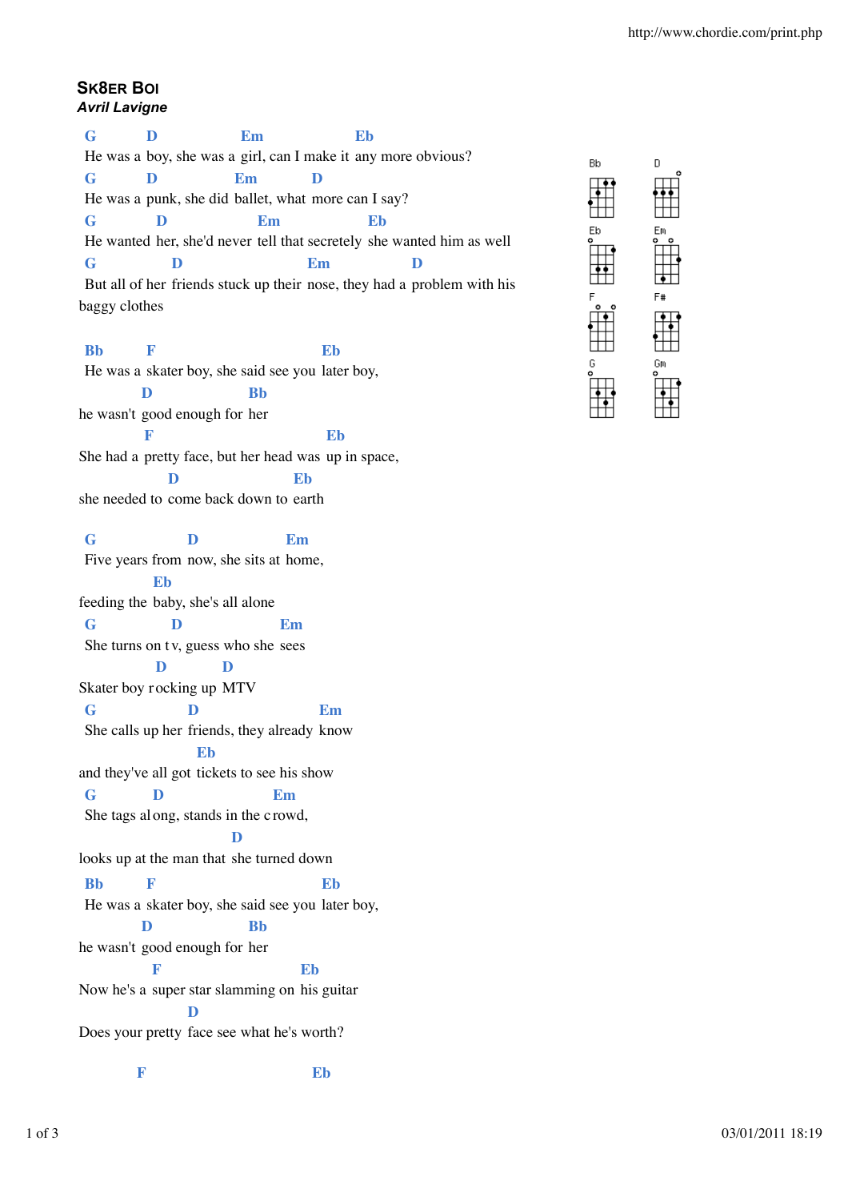# Sk8er Boi

*Avril Lavigne*

```
G          D                Em                  Eb
He was a  boy, she was a  girl, can I make it  any more obvious?
G          D               Em          D
He was a  punk, she did  ballet, what  more can I say?
G             D               Em                  Eb
He wanted  her, she'd never  tell that secretely  she wanted him as well
G              D                      Em                 D
But all of her  friends stuck up their  nose, they had a  problem with his
baggy clothes

Bb        F                           Eb
He was a  skater boy, she said see you  later boy,
          D                 Bb
he wasn't  good enough for  her
          F                            Eb
She had a  pretty face, but her head was  up in space,
               D                    Eb
she needed to  come back down to  earth

G                D                Em
Five years from  now, she sits at  home,
            Eb
feeding the  baby, she's all alone
G              D               Em
She turns on t v, guess who she  sees
             D         D
Skater boy r ocking up  MTV
G                D                     Em
She calls up her  friends, they already  know
                     Eb
and they've all got  tickets to see his show
G            D                   Em
She tags al ong, stands in the c rowd,
                           D
looks up at the man that  she turned down

Bb        F                           Eb
He was a  skater boy, she said see you  later boy,
          D                 Bb
he wasn't  good enough for  her
            F                   Eb
Now he's a  super star slamming on  his guitar
                   D
Does your pretty  face see what he's worth?

           F                          Eb
```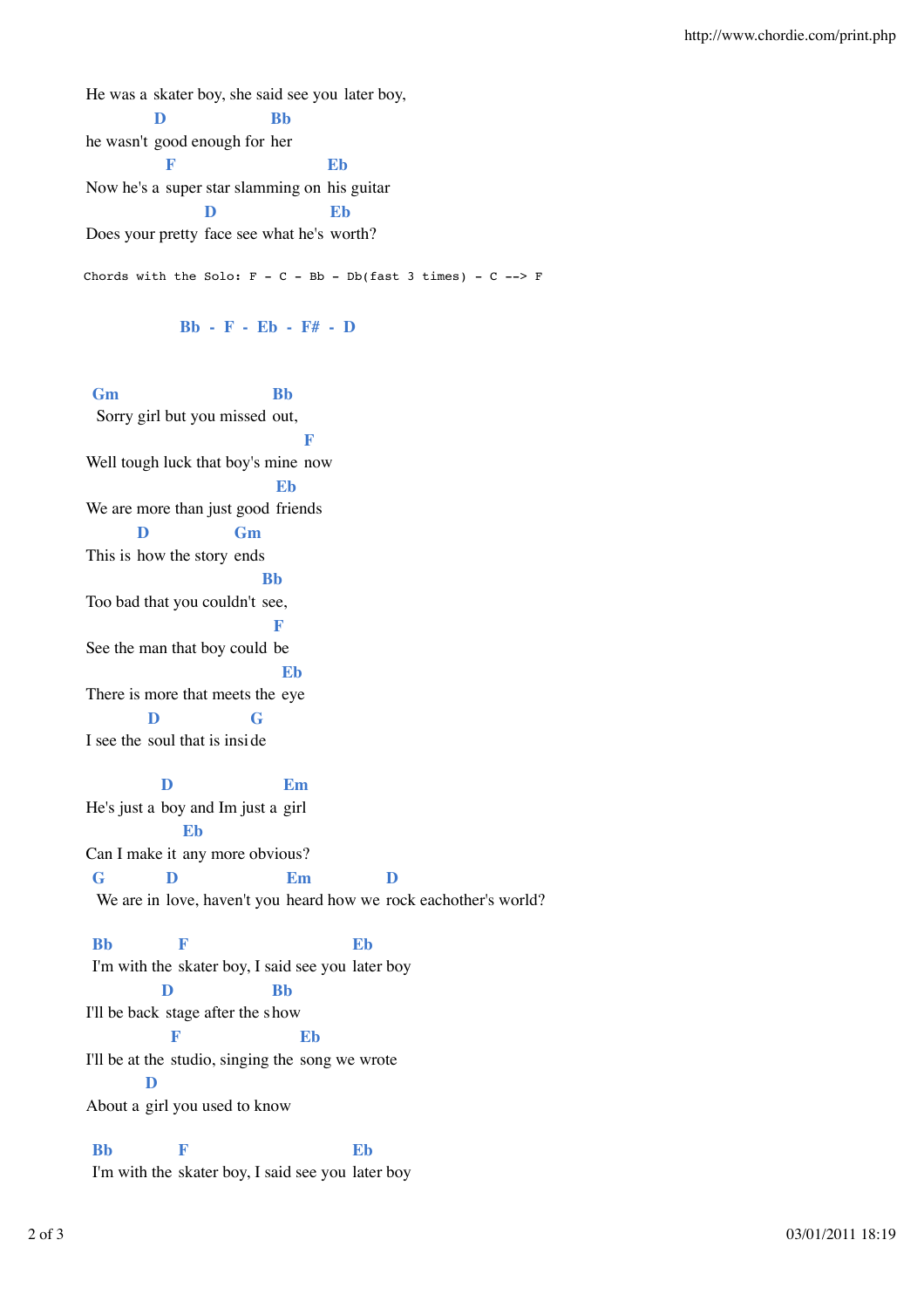```
He was a skater boy, she said see you later boy,
          D                Bb
he wasn't good enough for her
           F                       Eb
Now he's a super star slamming on his guitar
              D                Eb
Does your pretty face see what he's worth?
```

Chords with the Solo: F - C - Bb - Db(fast 3 times) - C --> F

```
          Bb - F - Eb - F# - D


Gm                       Bb
 Sorry girl but you missed out,
                            F
Well tough luck that boy's mine now
                        Eb
We are more than just good friends
       D      Gm
This is how the story ends
                       Bb
Too bad that you couldn't see,
                        F
See the man that boy could be
                         Eb
There is more that meets the eye
         D       G
I see the soul that is inside

          D         Em
He's just a boy and Im just a girl
             Eb
Can I make it any more obvious?
G       D         Em        D
 We are in love, haven't you heard how we rock eachother's world?

Bb       F                Eb
 I'm with the skater boy, I said see you later boy
          D       Bb
I'll be back stage after the show
           F          Eb
I'll be at the studio, singing the song we wrote
        D
About a girl you used to know

Bb       F                Eb
 I'm with the skater boy, I said see you later boy
```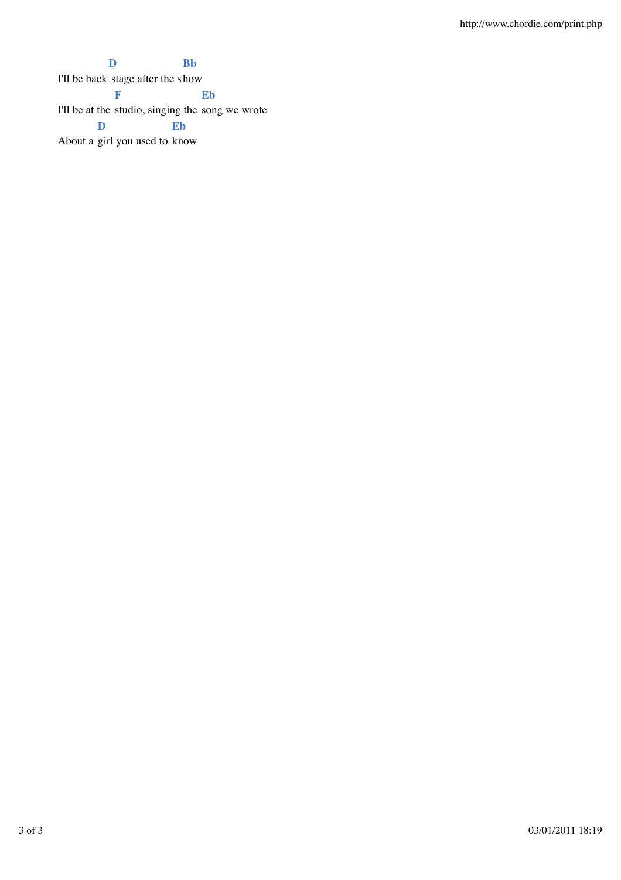```
            D                  Bb
I'll be back stage after the show
              F                    Eb
I'll be at the studio, singing the song we wrote
         D                 Eb
About a girl you used to know
```